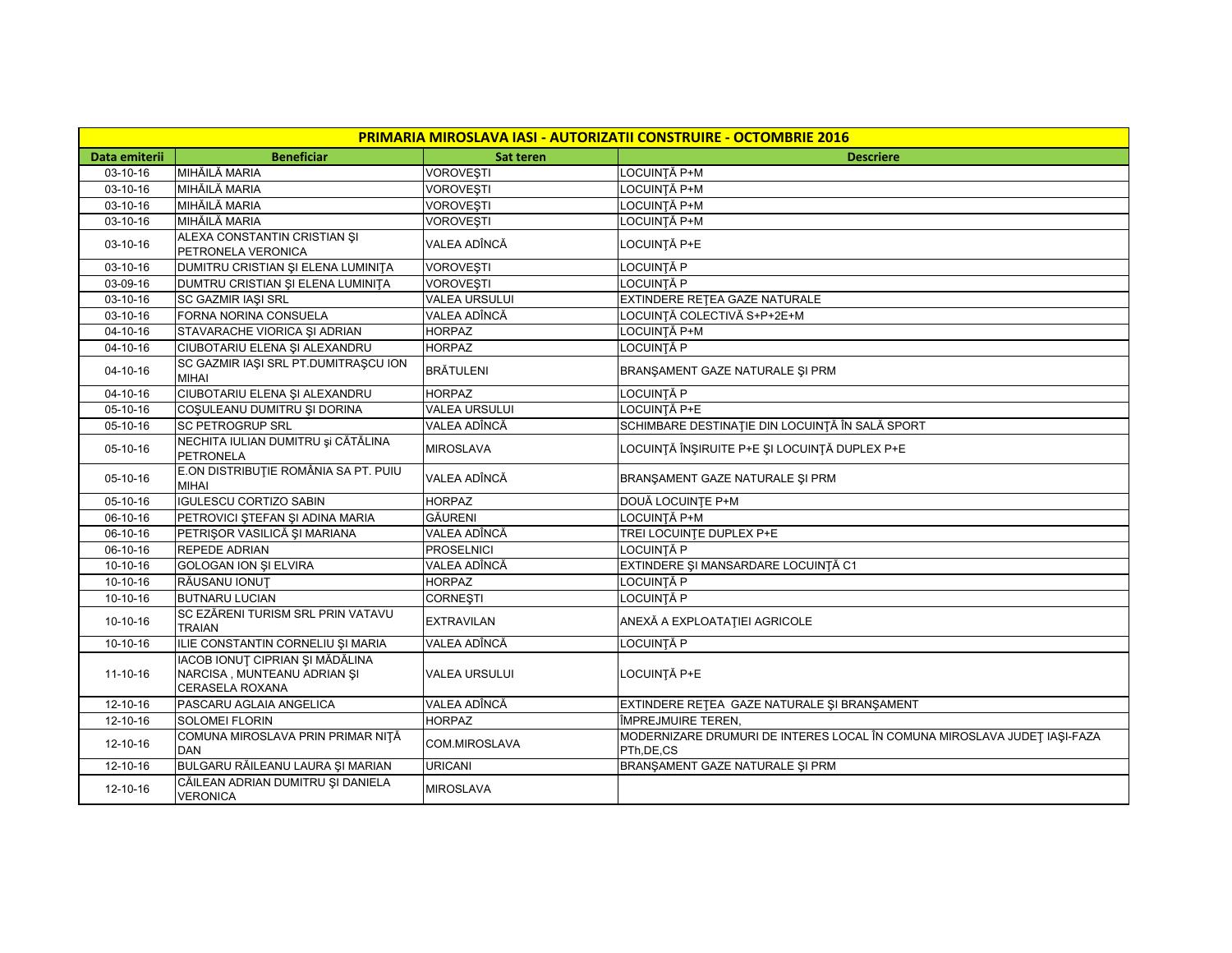| PRIMARIA MIROSLAVA IASI - AUTORIZATII CONSTRUIRE - OCTOMBRIE 2016 | | | |
|---|---|---|---|
| **Data emiterii** | **Beneficiar** | **Sat teren** | **Descriere** |
| 03-10-16 | MIHĂILĂ MARIA | VOROVEŞTI | LOCUINŢĂ P+M |
| 03-10-16 | MIHĂILĂ MARIA | VOROVEŞTI | LOCUINŢĂ P+M |
| 03-10-16 | MIHĂILĂ MARIA | VOROVEŞTI | LOCUINŢĂ P+M |
| 03-10-16 | MIHĂILĂ MARIA | VOROVEŞTI | LOCUINŢĂ P+M |
| 03-10-16 | ALEXA CONSTANTIN CRISTIAN ŞI PETRONELA VERONICA | VALEA ADÎNCĂ | LOCUINŢĂ P+E |
| 03-10-16 | DUMITRU CRISTIAN ŞI ELENA LUMINIŢA | VOROVEŞTI | LOCUINŢĂ P |
| 03-09-16 | DUMTRU CRISTIAN ŞI ELENA LUMINIŢA | VOROVEŞTI | LOCUINŢĂ P |
| 03-10-16 | SC GAZMIR IAŞI SRL | VALEA URSULUI | EXTINDERE REŢEA GAZE NATURALE |
| 03-10-16 | FORNA NORINA CONSUELA | VALEA ADÎNCĂ | LOCUINŢĂ COLECTIVĂ S+P+2E+M |
| 04-10-16 | STAVARACHE VIORICA ŞI ADRIAN | HORPAZ | LOCUINŢĂ P+M |
| 04-10-16 | CIUBOTARIU ELENA ŞI ALEXANDRU | HORPAZ | LOCUINŢĂ P |
| 04-10-16 | SC GAZMIR IAŞI SRL PT.DUMITRAŞCU ION MIHAI | BRĂTULENI | BRANŞAMENT GAZE NATURALE ŞI PRM |
| 04-10-16 | CIUBOTARIU ELENA ŞI ALEXANDRU | HORPAZ | LOCUINŢĂ P |
| 05-10-16 | COŞULEANU DUMITRU ŞI DORINA | VALEA URSULUI | LOCUINŢĂ P+E |
| 05-10-16 | SC PETROGRUP SRL | VALEA ADÎNCĂ | SCHIMBARE DESTINAŢIE DIN LOCUINŢĂ ÎN SALĂ SPORT |
| 05-10-16 | NECHITA IULIAN DUMITRU şi CĂTĂLINA PETRONELA | MIROSLAVA | LOCUINŢĂ ÎNŞIRUITE P+E ŞI LOCUINŢĂ DUPLEX P+E |
| 05-10-16 | E.ON DISTRIBUŢIE ROMÂNIA SA PT. PUIU MIHAI | VALEA ADÎNCĂ | BRANŞAMENT GAZE NATURALE ŞI PRM |
| 05-10-16 | IGULESCU CORTIZO SABIN | HORPAZ | DOUĂ LOCUINŢE P+M |
| 06-10-16 | PETROVICI ŞTEFAN ŞI ADINA MARIA | GĂURENI | LOCUINŢĂ P+M |
| 06-10-16 | PETRIŞOR VASILICĂ ŞI MARIANA | VALEA ADÎNCĂ | TREI LOCUINŢE DUPLEX P+E |
| 06-10-16 | REPEDE ADRIAN | PROSELNICI | LOCUINŢĂ P |
| 10-10-16 | GOLOGAN ION ŞI ELVIRA | VALEA ADÎNCĂ | EXTINDERE ŞI MANSARDARE LOCUINŢĂ C1 |
| 10-10-16 | RĂUSANU IONUŢ | HORPAZ | LOCUINŢĂ P |
| 10-10-16 | BUTNARU LUCIAN | CORNEŞTI | LOCUINŢĂ P |
| 10-10-16 | SC EZĂRENI TURISM SRL PRIN VATAVU TRAIAN | EXTRAVILAN | ANEXĂ A EXPLOATAŢIEI AGRICOLE |
| 10-10-16 | ILIE CONSTANTIN CORNELIU ŞI MARIA | VALEA ADÎNCĂ | LOCUINŢĂ P |
| 11-10-16 | IACOB IONUŢ CIPRIAN ŞI MĂDĂLINA NARCISA , MUNTEANU ADRIAN ŞI CERASELA ROXANA | VALEA URSULUI | LOCUINŢĂ P+E |
| 12-10-16 | PASCARU AGLAIA ANGELICA | VALEA ADÎNCĂ | EXTINDERE REŢEA GAZE NATURALE ŞI BRANŞAMENT |
| 12-10-16 | SOLOMEI FLORIN | HORPAZ | ÎMPREJMUIRE TEREN, |
| 12-10-16 | COMUNA MIROSLAVA PRIN PRIMAR NIŢĂ DAN | COM.MIROSLAVA | MODERNIZARE DRUMURI DE INTERES LOCAL ÎN COMUNA MIROSLAVA JUDEŢ IAŞI-FAZA PTh,DE,CS |
| 12-10-16 | BULGARU RĂILEANU LAURA ŞI MARIAN | URICANI | BRANŞAMENT GAZE NATURALE ŞI PRM |
| 12-10-16 | CĂILEAN ADRIAN DUMITRU ŞI DANIELA VERONICA | MIROSLAVA | |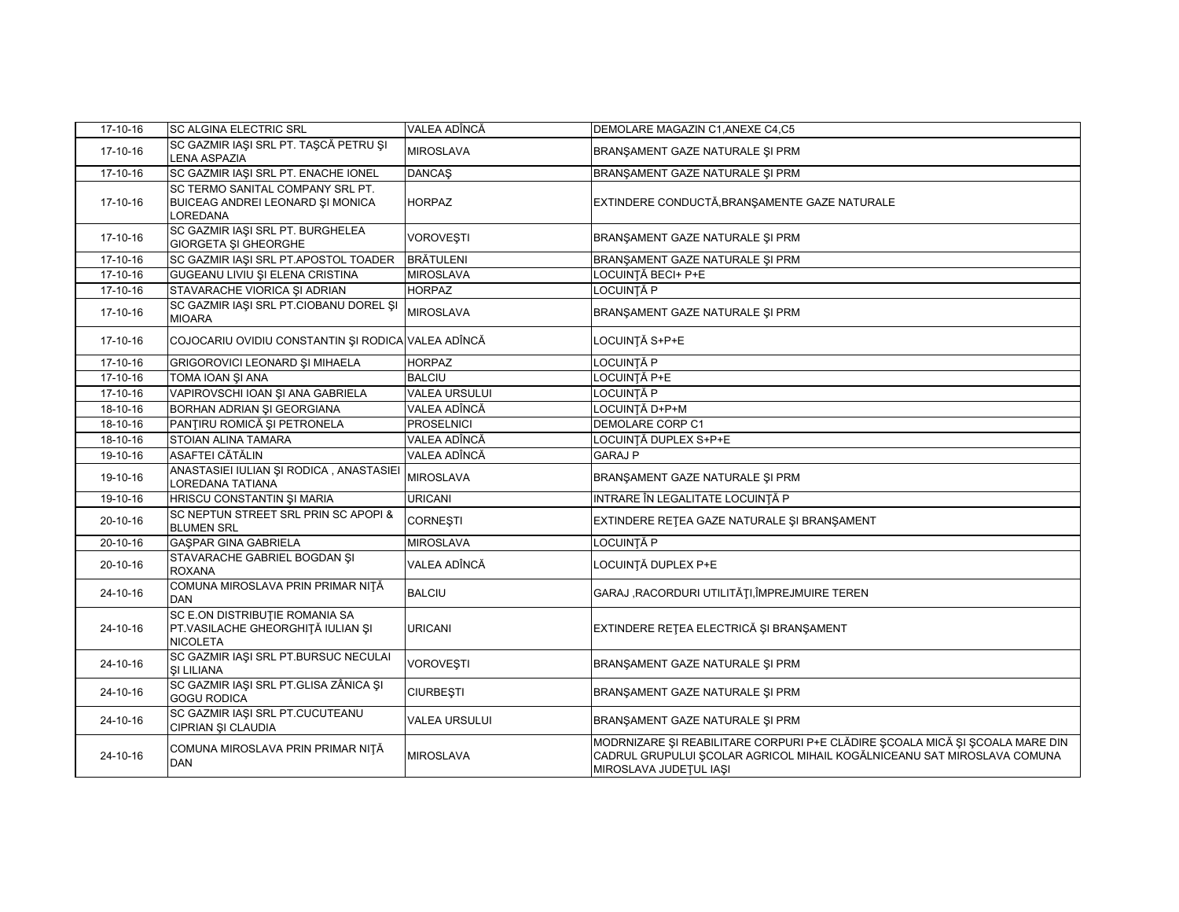| | | | |
|---|---|---|---|
| 17-10-16 | SC ALGINA ELECTRIC SRL | VALEA ADÎNCĂ | DEMOLARE MAGAZIN C1,ANEXE C4,C5 |
| 17-10-16 | SC GAZMIR IAŞI SRL PT. TAŞCĂ PETRU ŞI LENA ASPAZIA | MIROSLAVA | BRANŞAMENT GAZE NATURALE ŞI PRM |
| 17-10-16 | SC GAZMIR IAŞI SRL PT. ENACHE IONEL | DANCAŞ | BRANŞAMENT GAZE NATURALE ŞI PRM |
| 17-10-16 | SC TERMO SANITAL COMPANY SRL PT. BUICEAG ANDREI LEONARD ŞI MONICA LOREDANA | HORPAZ | EXTINDERE CONDUCTĂ,BRANŞAMENTE GAZE NATURALE |
| 17-10-16 | SC GAZMIR IAŞI SRL PT. BURGHELEA GIORGETA ŞI GHEORGHE | VOROVEŞTI | BRANŞAMENT GAZE NATURALE ŞI PRM |
| 17-10-16 | SC GAZMIR IAŞI SRL PT.APOSTOL TOADER | BRĂTULENI | BRANŞAMENT GAZE NATURALE ŞI PRM |
| 17-10-16 | GUGEANU LIVIU ŞI ELENA CRISTINA | MIROSLAVA | LOCUINŢĂ BECI+ P+E |
| 17-10-16 | STAVARACHE VIORICA ŞI ADRIAN | HORPAZ | LOCUINŢĂ P |
| 17-10-16 | SC GAZMIR IAŞI SRL PT.CIOBANU DOREL ŞI MIOARA | MIROSLAVA | BRANŞAMENT GAZE NATURALE ŞI PRM |
| 17-10-16 | COJOCARIU OVIDIU CONSTANTIN ŞI RODICA | VALEA ADÎNCĂ | LOCUINŢĂ S+P+E |
| 17-10-16 | GRIGOROVICI LEONARD ŞI MIHAELA | HORPAZ | LOCUINŢĂ P |
| 17-10-16 | TOMA IOAN ŞI ANA | BALCIU | LOCUINŢĂ P+E |
| 17-10-16 | VAPIROVSCHI IOAN ŞI ANA GABRIELA | VALEA URSULUI | LOCUINŢĂ P |
| 18-10-16 | BORHAN ADRIAN ŞI GEORGIANA | VALEA ADÎNCĂ | LOCUINŢĂ D+P+M |
| 18-10-16 | PANŢIRU ROMICĂ ŞI PETRONELA | PROSELNICI | DEMOLARE CORP C1 |
| 18-10-16 | STOIAN ALINA TAMARA | VALEA ADÎNCĂ | LOCUINŢĂ DUPLEX S+P+E |
| 19-10-16 | ASAFTEI CĂTĂLIN | VALEA ADÎNCĂ | GARAJ P |
| 19-10-16 | ANASTASIEI IULIAN ŞI RODICA , ANASTASIEI LOREDANA TATIANA | MIROSLAVA | BRANŞAMENT GAZE NATURALE ŞI PRM |
| 19-10-16 | HRISCU CONSTANTIN ŞI MARIA | URICANI | INTRARE ÎN LEGALITATE LOCUINŢĂ P |
| 20-10-16 | SC NEPTUN STREET SRL PRIN SC APOPI & BLUMEN SRL | CORNEŞTI | EXTINDERE REŢEA GAZE NATURALE ŞI BRANŞAMENT |
| 20-10-16 | GAŞPAR GINA GABRIELA | MIROSLAVA | LOCUINŢĂ P |
| 20-10-16 | STAVARACHE GABRIEL BOGDAN ŞI ROXANA | VALEA ADÎNCĂ | LOCUINŢĂ DUPLEX P+E |
| 24-10-16 | COMUNA MIROSLAVA PRIN PRIMAR NIŢĂ DAN | BALCIU | GARAJ ,RACORDURI UTILITĂŢI,ÎMPREJMUIRE TEREN |
| 24-10-16 | SC E.ON DISTRIBUŢIE ROMANIA SA PT.VASILACHE GHEORGHIŢĂ IULIAN ŞI NICOLETA | URICANI | EXTINDERE REŢEA ELECTRICĂ ŞI BRANŞAMENT |
| 24-10-16 | SC GAZMIR IAŞI SRL PT.BURSUC NECULAI ŞI LILIANA | VOROVEŞTI | BRANŞAMENT GAZE NATURALE ŞI PRM |
| 24-10-16 | SC GAZMIR IAŞI SRL PT.GLISA ZÂNICA ŞI GOGU RODICA | CIURBEŞTI | BRANŞAMENT GAZE NATURALE ŞI PRM |
| 24-10-16 | SC GAZMIR IAŞI SRL PT.CUCUTEANU CIPRIAN ŞI CLAUDIA | VALEA URSULUI | BRANŞAMENT GAZE NATURALE ŞI PRM |
| 24-10-16 | COMUNA MIROSLAVA PRIN PRIMAR NIŢĂ DAN | MIROSLAVA | MODRNIZARE ŞI REABILITARE CORPURI P+E CLĂDIRE ŞCOALA MICĂ ŞI ŞCOALA MARE DIN CADRUL GRUPULUI ŞCOLAR AGRICOL MIHAIL KOGĂLNICEANU SAT MIROSLAVA COMUNA MIROSLAVA JUDEŢUL IAŞI |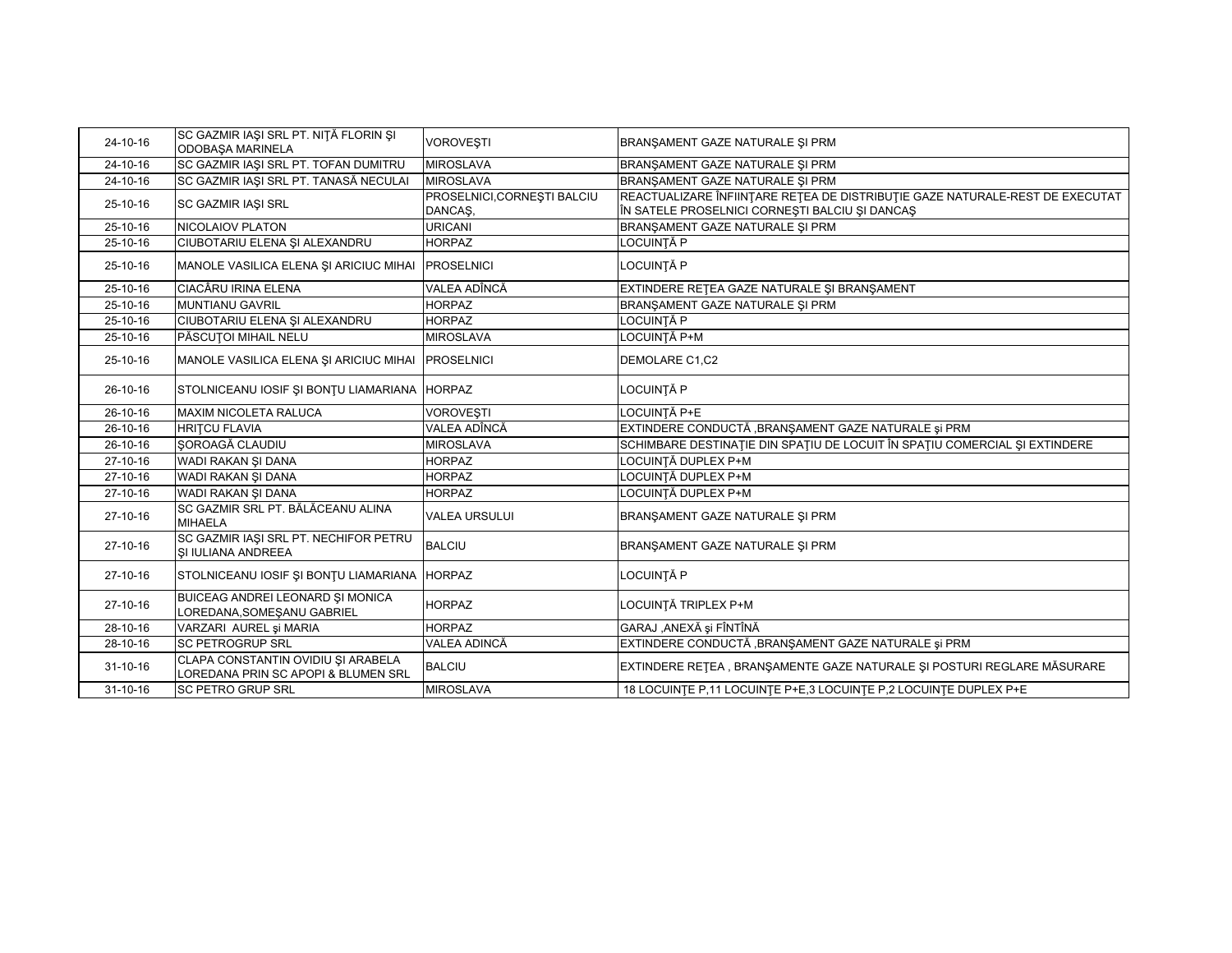| | | | |
|---|---|---|---|
| 24-10-16 | SC GAZMIR IAŞI SRL PT. NIŢĂ FLORIN ŞI ODOBAŞA MARINELA | VOROVEŞTI | BRANŞAMENT GAZE NATURALE ŞI PRM |
| 24-10-16 | SC GAZMIR IAŞI SRL PT. TOFAN DUMITRU | MIROSLAVA | BRANŞAMENT GAZE NATURALE ŞI PRM |
| 24-10-16 | SC GAZMIR IAŞI SRL PT. TANASĂ NECULAI | MIROSLAVA | BRANŞAMENT GAZE NATURALE ŞI PRM |
| 25-10-16 | SC GAZMIR IAŞI SRL | PROSELNICI,CORNEŞTI BALCIU DANCAŞ, | REACTUALIZARE ÎNFIINŢARE REŢEA DE DISTRIBUŢIE GAZE NATURALE-REST DE EXECUTAT ÎN SATELE PROSELNICI CORNEŞTI BALCIU ŞI DANCAŞ |
| 25-10-16 | NICOLAIOV PLATON | URICANI | BRANŞAMENT GAZE NATURALE ŞI PRM |
| 25-10-16 | CIUBOTARIU ELENA ŞI ALEXANDRU | HORPAZ | LOCUINŢĂ P |
| 25-10-16 | MANOLE VASILICA ELENA ŞI ARICIUC MIHAI | PROSELNICI | LOCUINŢĂ P |
| 25-10-16 | CIACÂRU IRINA ELENA | VALEA ADÎNCĂ | EXTINDERE REŢEA GAZE NATURALE ŞI BRANŞAMENT |
| 25-10-16 | MUNTIANU GAVRIL | HORPAZ | BRANŞAMENT GAZE NATURALE ŞI PRM |
| 25-10-16 | CIUBOTARIU ELENA ŞI ALEXANDRU | HORPAZ | LOCUINŢĂ P |
| 25-10-16 | PĂSCUŢOI MIHAIL NELU | MIROSLAVA | LOCUINŢĂ P+M |
| 25-10-16 | MANOLE VASILICA ELENA ŞI ARICIUC MIHAI | PROSELNICI | DEMOLARE C1,C2 |
| 26-10-16 | STOLNICEANU IOSIF ŞI BONŢU LIAMARIANA | HORPAZ | LOCUINŢĂ P |
| 26-10-16 | MAXIM NICOLETA RALUCA | VOROVEŞTI | LOCUINŢĂ P+E |
| 26-10-16 | HRIŢCU FLAVIA | VALEA ADÎNCĂ | EXTINDERE CONDUCTĂ ,BRANŞAMENT GAZE NATURALE şi PRM |
| 26-10-16 | ŞOROAGĂ CLAUDIU | MIROSLAVA | SCHIMBARE DESTINAŢIE DIN SPAŢIU DE LOCUIT ÎN SPAŢIU COMERCIAL ŞI EXTINDERE |
| 27-10-16 | WADI RAKAN ŞI DANA | HORPAZ | LOCUINŢĂ DUPLEX P+M |
| 27-10-16 | WADI RAKAN ŞI DANA | HORPAZ | LOCUINŢĂ DUPLEX P+M |
| 27-10-16 | WADI RAKAN ŞI DANA | HORPAZ | LOCUINŢĂ DUPLEX P+M |
| 27-10-16 | SC GAZMIR SRL PT. BĂLĂCEANU ALINA MIHAELA | VALEA URSULUI | BRANŞAMENT GAZE NATURALE ŞI PRM |
| 27-10-16 | SC GAZMIR IAŞI SRL PT. NECHIFOR PETRU ŞI IULIANA ANDREEA | BALCIU | BRANŞAMENT GAZE NATURALE ŞI PRM |
| 27-10-16 | STOLNICEANU IOSIF ŞI BONŢU LIAMARIANA | HORPAZ | LOCUINŢĂ P |
| 27-10-16 | BUICEAG ANDREI LEONARD ŞI MONICA LOREDANA,SOMEŞANU GABRIEL | HORPAZ | LOCUINŢĂ TRIPLEX P+M |
| 28-10-16 | VARZARI AUREL şi MARIA | HORPAZ | GARAJ ,ANEXĂ şi FÎNTÎNĂ |
| 28-10-16 | SC PETROGRUP SRL | VALEA ADINCĂ | EXTINDERE CONDUCTĂ ,BRANŞAMENT GAZE NATURALE şi PRM |
| 31-10-16 | CLAPA CONSTANTIN OVIDIU ŞI ARABELA LOREDANA PRIN SC APOPI & BLUMEN SRL | BALCIU | EXTINDERE REŢEA , BRANŞAMENTE GAZE NATURALE ŞI POSTURI REGLARE MĂSURARE |
| 31-10-16 | SC PETRO GRUP SRL | MIROSLAVA | 18 LOCUINŢE P,11 LOCUINŢE P+E,3 LOCUINŢE P,2 LOCUINŢE DUPLEX P+E |